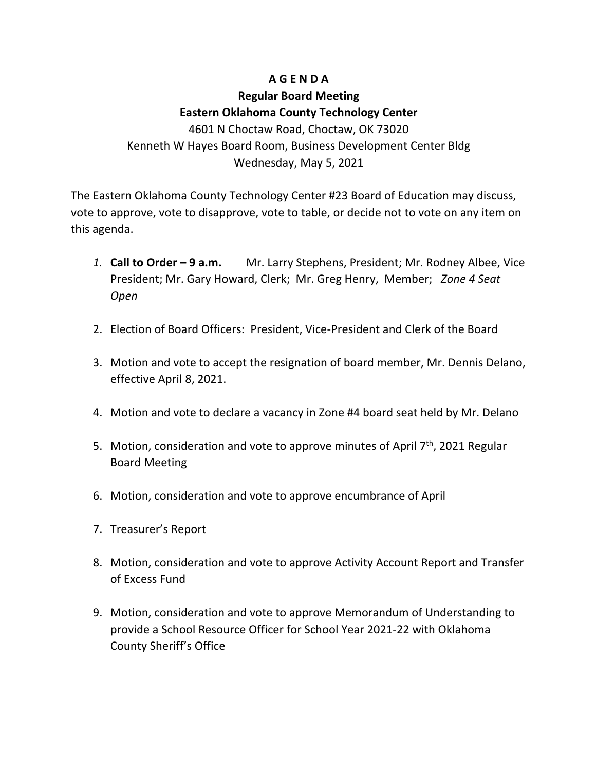**A G E N D A**

**Regular Board Meeting**

**Eastern Oklahoma County Technology Center**

4601 N Choctaw Road, Choctaw, OK 73020

Kenneth W Hayes Board Room, Business Development Center Bldg

Wednesday, May 5, 2021

The Eastern Oklahoma County Technology Center #23 Board of Education may discuss, vote to approve, vote to disapprove, vote to table, or decide not to vote on any item on this agenda.

1. **Call to Order – 9 a.m.** Mr. Larry Stephens, President; Mr. Rodney Albee, Vice President; Mr. Gary Howard, Clerk; Mr. Greg Henry, Member; *Zone 4 Seat Open*
2. Election of Board Officers: President, Vice-President and Clerk of the Board
3. Motion and vote to accept the resignation of board member, Mr. Dennis Delano, effective April 8, 2021.
4. Motion and vote to declare a vacancy in Zone #4 board seat held by Mr. Delano
5. Motion, consideration and vote to approve minutes of April 7th, 2021 Regular Board Meeting
6. Motion, consideration and vote to approve encumbrance of April
7. Treasurer's Report
8. Motion, consideration and vote to approve Activity Account Report and Transfer of Excess Fund
9. Motion, consideration and vote to approve Memorandum of Understanding to provide a School Resource Officer for School Year 2021-22 with Oklahoma County Sheriff's Office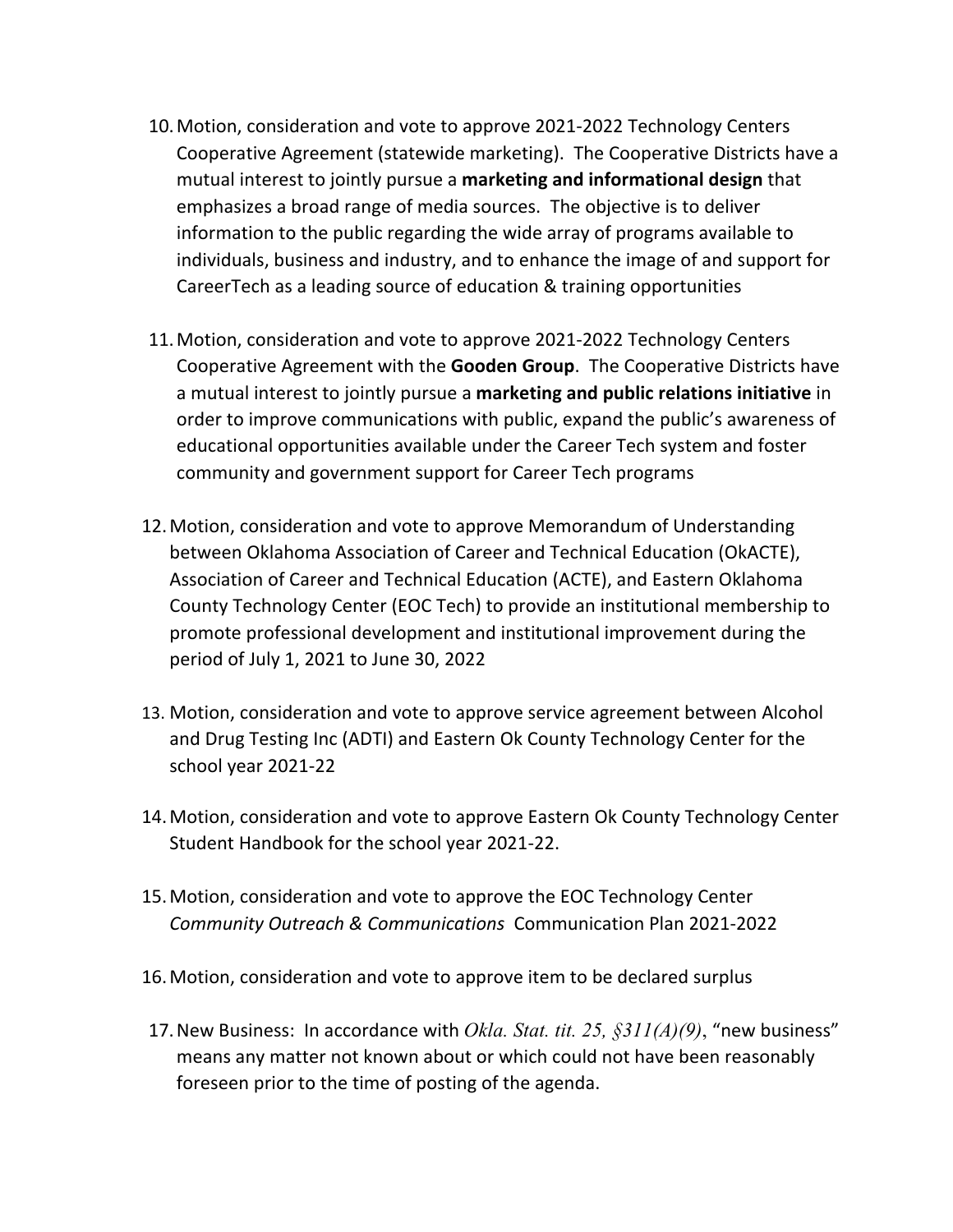10. Motion, consideration and vote to approve 2021-2022 Technology Centers Cooperative Agreement (statewide marketing). The Cooperative Districts have a mutual interest to jointly pursue a **marketing and informational design** that emphasizes a broad range of media sources. The objective is to deliver information to the public regarding the wide array of programs available to individuals, business and industry, and to enhance the image of and support for CareerTech as a leading source of education & training opportunities

11. Motion, consideration and vote to approve 2021-2022 Technology Centers Cooperative Agreement with the **Gooden Group**. The Cooperative Districts have a mutual interest to jointly pursue a **marketing and public relations initiative** in order to improve communications with public, expand the public's awareness of educational opportunities available under the Career Tech system and foster community and government support for Career Tech programs

12. Motion, consideration and vote to approve Memorandum of Understanding between Oklahoma Association of Career and Technical Education (OkACTE), Association of Career and Technical Education (ACTE), and Eastern Oklahoma County Technology Center (EOC Tech) to provide an institutional membership to promote professional development and institutional improvement during the period of July 1, 2021 to June 30, 2022

13. Motion, consideration and vote to approve service agreement between Alcohol and Drug Testing Inc (ADTI) and Eastern Ok County Technology Center for the school year 2021-22

14. Motion, consideration and vote to approve Eastern Ok County Technology Center Student Handbook for the school year 2021-22.

15. Motion, consideration and vote to approve the EOC Technology Center *Community Outreach & Communications* Communication Plan 2021-2022

16. Motion, consideration and vote to approve item to be declared surplus

17. New Business: In accordance with *Okla. Stat. tit. 25, §311(A)(9)*, "new business" means any matter not known about or which could not have been reasonably foreseen prior to the time of posting of the agenda.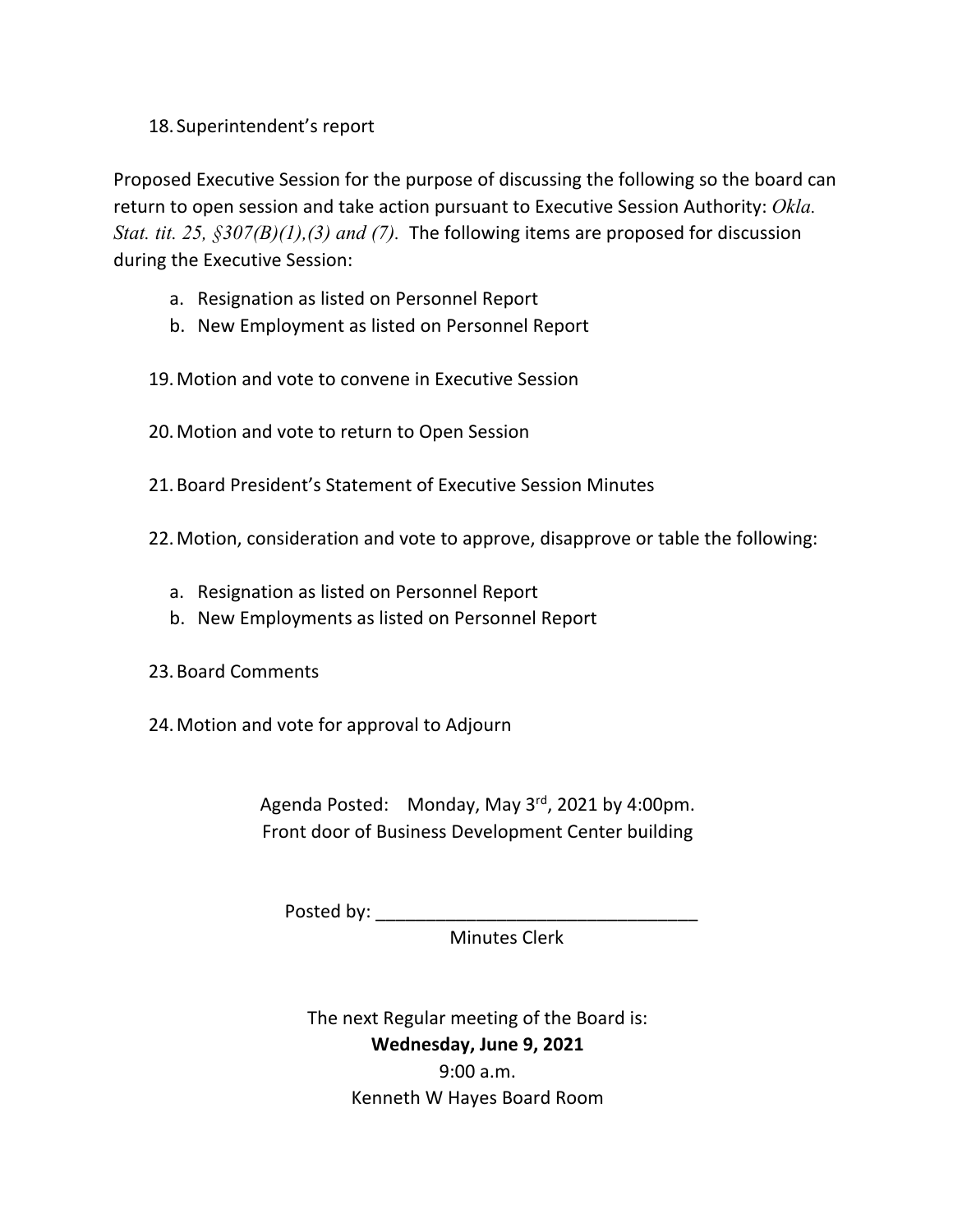18. Superintendent's report

Proposed Executive Session for the purpose of discussing the following so the board can return to open session and take action pursuant to Executive Session Authority: *Okla. Stat. tit. 25, §307(B)(1),(3) and (7).* The following items are proposed for discussion during the Executive Session:

   a. Resignation as listed on Personnel Report
   b. New Employment as listed on Personnel Report

19. Motion and vote to convene in Executive Session

20. Motion and vote to return to Open Session

21. Board President's Statement of Executive Session Minutes

22. Motion, consideration and vote to approve, disapprove or table the following:

   a. Resignation as listed on Personnel Report
   b. New Employments as listed on Personnel Report

23. Board Comments

24. Motion and vote for approval to Adjourn

Agenda Posted: Monday, May 3rd, 2021 by 4:00pm.
Front door of Business Development Center building

Posted by: ________________________________
Minutes Clerk

The next Regular meeting of the Board is:
**Wednesday, June 9, 2021**
9:00 a.m.
Kenneth W Hayes Board Room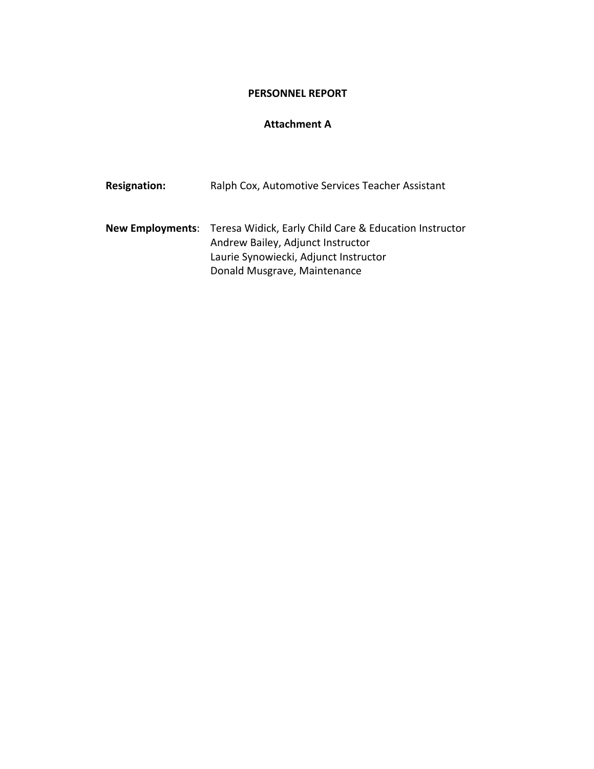# PERSONNEL REPORT

## Attachment A

**Resignation:** Ralph Cox, Automotive Services Teacher Assistant

**New Employments**: Teresa Widick, Early Child Care & Education Instructor
Andrew Bailey, Adjunct Instructor
Laurie Synowiecki, Adjunct Instructor
Donald Musgrave, Maintenance